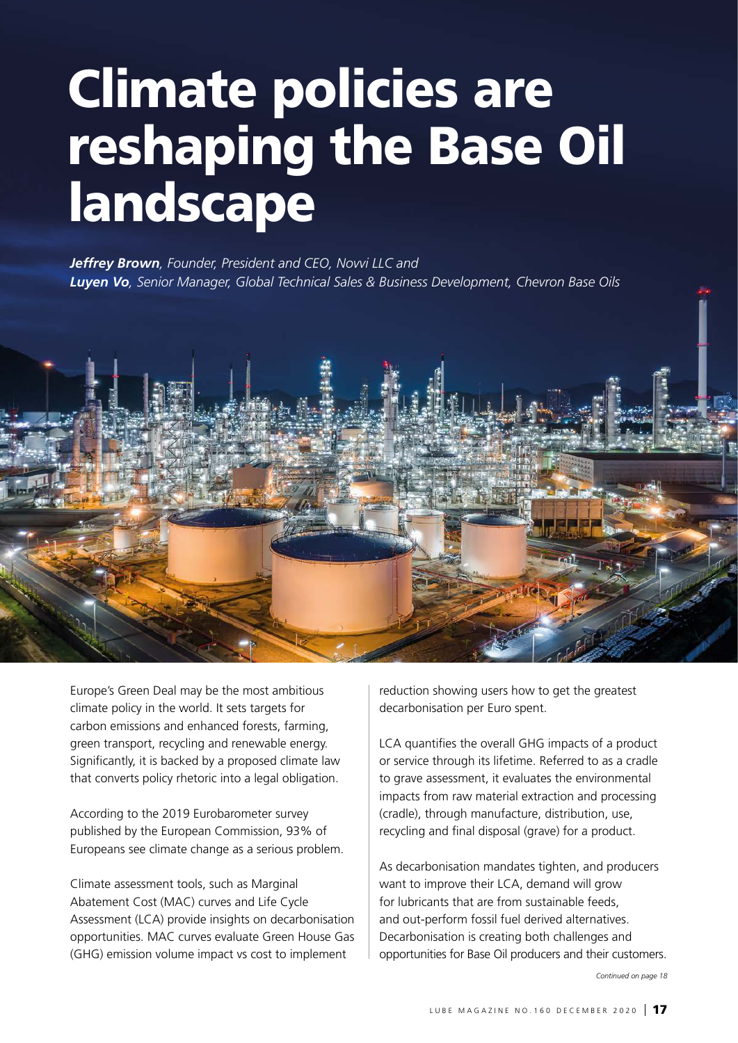# Climate policies are reshaping the Base Oil landscape

***Jeffrey Brown**, Founder, President and CEO, Novvi LLC and*
***Luyen Vo**, Senior Manager, Global Technical Sales & Business Development, Chevron Base Oils*

Europe's Green Deal may be the most ambitious climate policy in the world. It sets targets for carbon emissions and enhanced forests, farming, green transport, recycling and renewable energy. Significantly, it is backed by a proposed climate law that converts policy rhetoric into a legal obligation.

According to the 2019 Eurobarometer survey published by the European Commission, 93% of Europeans see climate change as a serious problem.

Climate assessment tools, such as Marginal Abatement Cost (MAC) curves and Life Cycle Assessment (LCA) provide insights on decarbonisation opportunities. MAC curves evaluate Green House Gas (GHG) emission volume impact vs cost to implement reduction showing users how to get the greatest decarbonisation per Euro spent.

LCA quantifies the overall GHG impacts of a product or service through its lifetime. Referred to as a cradle to grave assessment, it evaluates the environmental impacts from raw material extraction and processing (cradle), through manufacture, distribution, use, recycling and final disposal (grave) for a product.

As decarbonisation mandates tighten, and producers want to improve their LCA, demand will grow for lubricants that are from sustainable feeds, and out-perform fossil fuel derived alternatives. Decarbonisation is creating both challenges and opportunities for Base Oil producers and their customers.

*Continued on page 18*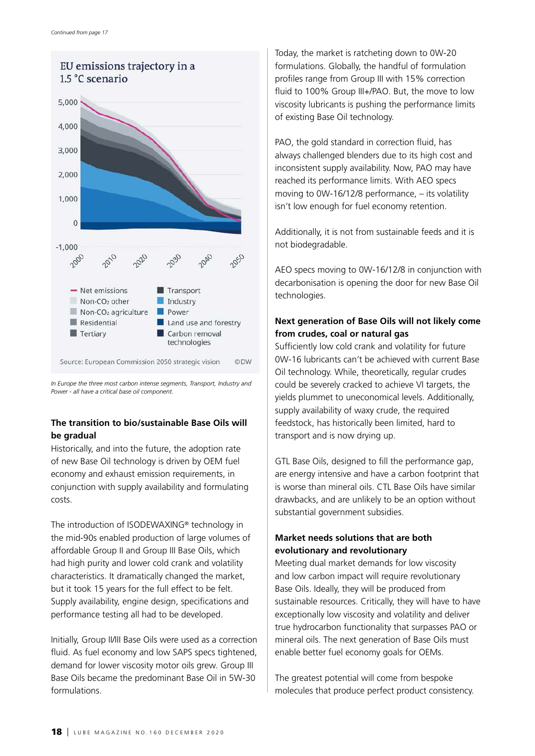Continued from page 17

**EU emissions trajectory in a 1.5 °C scenario**

Net emissions; Non-$CO_2$ other; Non-$CO_2$ agriculture; Residential; Tertiary; Transport; Industry; Power; Land use and forestry; Carbon removal technologies

Source: European Commission 2050 strategic vision ©DW

*In Europe the three most carbon intense segments, Transport, Industry and Power - all have a critical base oil component.*

**The transition to bio/sustainable Base Oils will be gradual**

Historically, and into the future, the adoption rate of new Base Oil technology is driven by OEM fuel economy and exhaust emission requirements, in conjunction with supply availability and formulating costs.

The introduction of ISODEWAXING® technology in the mid-90s enabled production of large volumes of affordable Group II and Group III Base Oils, which had high purity and lower cold crank and volatility characteristics. It dramatically changed the market, but it took 15 years for the full effect to be felt. Supply availability, engine design, specifications and performance testing all had to be developed.

Initially, Group II/III Base Oils were used as a correction fluid. As fuel economy and low SAPS specs tightened, demand for lower viscosity motor oils grew. Group III Base Oils became the predominant Base Oil in 5W-30 formulations.

Today, the market is ratcheting down to 0W-20 formulations. Globally, the handful of formulation profiles range from Group III with 15% correction fluid to 100% Group III+/PAO. But, the move to low viscosity lubricants is pushing the performance limits of existing Base Oil technology.

PAO, the gold standard in correction fluid, has always challenged blenders due to its high cost and inconsistent supply availability. Now, PAO may have reached its performance limits. With AEO specs moving to 0W-16/12/8 performance, – its volatility isn't low enough for fuel economy retention.

Additionally, it is not from sustainable feeds and it is not biodegradable.

AEO specs moving to 0W-16/12/8 in conjunction with decarbonisation is opening the door for new Base Oil technologies.

**Next generation of Base Oils will not likely come from crudes, coal or natural gas**

Sufficiently low cold crank and volatility for future 0W-16 lubricants can't be achieved with current Base Oil technology. While, theoretically, regular crudes could be severely cracked to achieve VI targets, the yields plummet to uneconomical levels. Additionally, supply availability of waxy crude, the required feedstock, has historically been limited, hard to transport and is now drying up.

GTL Base Oils, designed to fill the performance gap, are energy intensive and have a carbon footprint that is worse than mineral oils. CTL Base Oils have similar drawbacks, and are unlikely to be an option without substantial government subsidies.

**Market needs solutions that are both evolutionary and revolutionary**

Meeting dual market demands for low viscosity and low carbon impact will require revolutionary Base Oils. Ideally, they will be produced from sustainable resources. Critically, they will have to have exceptionally low viscosity and volatility and deliver true hydrocarbon functionality that surpasses PAO or mineral oils. The next generation of Base Oils must enable better fuel economy goals for OEMs.

The greatest potential will come from bespoke molecules that produce perfect product consistency.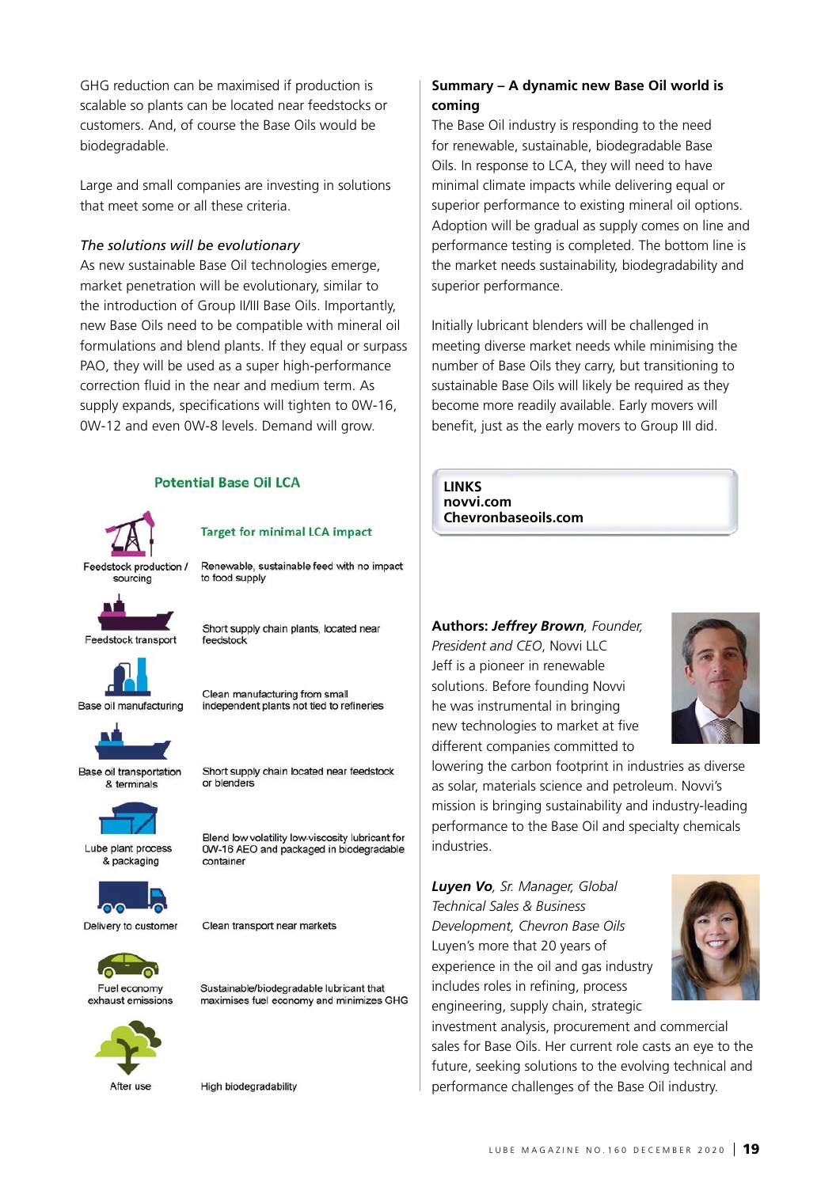GHG reduction can be maximised if production is scalable so plants can be located near feedstocks or customers. And, of course the Base Oils would be biodegradable.

Large and small companies are investing in solutions that meet some or all these criteria.

*The solutions will be evolutionary*

As new sustainable Base Oil technologies emerge, market penetration will be evolutionary, similar to the introduction of Group II/III Base Oils. Importantly, new Base Oils need to be compatible with mineral oil formulations and blend plants. If they equal or surpass PAO, they will be used as a super high-performance correction fluid in the near and medium term. As supply expands, specifications will tighten to 0W-16, 0W-12 and even 0W-8 levels. Demand will grow.

**Potential Base Oil LCA**

| | Target for minimal LCA impact |
|---|---|
| Feedstock production / sourcing | Renewable, sustainable feed with no impact to food supply |
| Feedstock transport | Short supply chain plants, located near feedstock |
| Base oil manufacturing | Clean manufacturing from small independent plants not tied to refineries |
| Base oil transportation & terminals | Short supply chain located near feedstock or blenders |
| Lube plant process & packaging | Blend low volatility low-viscosity lubricant for 0W-16 AEO and packaged in biodegradable container |
| Delivery to customer | Clean transport near markets |
| Fuel economy exhaust emissions | Sustainable/biodegradable lubricant that maximises fuel economy and minimizes GHG |
| After use | High biodegradability |

## Summary – A dynamic new Base Oil world is coming

The Base Oil industry is responding to the need for renewable, sustainable, biodegradable Base Oils. In response to LCA, they will need to have minimal climate impacts while delivering equal or superior performance to existing mineral oil options. Adoption will be gradual as supply comes on line and performance testing is completed. The bottom line is the market needs sustainability, biodegradability and superior performance.

Initially lubricant blenders will be challenged in meeting diverse market needs while minimising the number of Base Oils they carry, but transitioning to sustainable Base Oils will likely be required as they become more readily available. Early movers will benefit, just as the early movers to Group III did.

**LINKS**
**novvi.com**
**Chevronbaseoils.com**

**Authors: *Jeffrey Brown***, *Founder, President and CEO*, Novvi LLC

Jeff is a pioneer in renewable solutions. Before founding Novvi he was instrumental in bringing new technologies to market at five different companies committed to lowering the carbon footprint in industries as diverse as solar, materials science and petroleum. Novvi's mission is bringing sustainability and industry-leading performance to the Base Oil and specialty chemicals industries.

***Luyen Vo***, *Sr. Manager, Global Technical Sales & Business Development, Chevron Base Oils*

Luyen's more that 20 years of experience in the oil and gas industry includes roles in refining, process engineering, supply chain, strategic investment analysis, procurement and commercial sales for Base Oils. Her current role casts an eye to the future, seeking solutions to the evolving technical and performance challenges of the Base Oil industry.